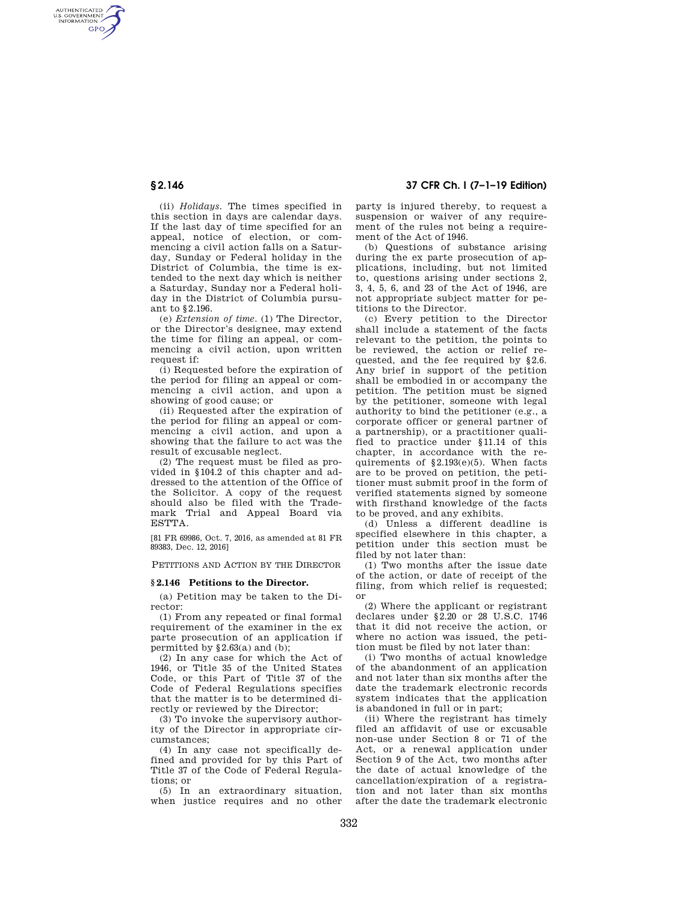(ii) *Holidays.* The times specified in this section in days are calendar days. If the last day of time specified for an appeal, notice of election, or commencing a civil action falls on a Saturday, Sunday or Federal holiday in the District of Columbia, the time is extended to the next day which is neither a Saturday, Sunday nor a Federal holiday in the District of Columbia pursuant to §2.196.

(e) *Extension of time.* (1) The Director, or the Director's designee, may extend the time for filing an appeal, or commencing a civil action, upon written request if:

(i) Requested before the expiration of the period for filing an appeal or commencing a civil action, and upon a showing of good cause; or

(ii) Requested after the expiration of the period for filing an appeal or commencing a civil action, and upon a showing that the failure to act was the result of excusable neglect.

(2) The request must be filed as provided in §104.2 of this chapter and addressed to the attention of the Office of the Solicitor. A copy of the request should also be filed with the Trademark Trial and Appeal Board via ESTTA.

[81 FR 69986, Oct. 7, 2016, as amended at 81 FR 89383, Dec. 12, 2016]

PETITIONS AND ACTION BY THE DIRECTOR

## §2.146 Petitions to the Director.

(a) Petition may be taken to the Director:

(1) From any repeated or final formal requirement of the examiner in the ex parte prosecution of an application if permitted by §2.63(a) and (b);

(2) In any case for which the Act of 1946, or Title 35 of the United States Code, or this Part of Title 37 of the Code of Federal Regulations specifies that the matter is to be determined directly or reviewed by the Director;

(3) To invoke the supervisory authority of the Director in appropriate circumstances;

(4) In any case not specifically defined and provided for by this Part of Title 37 of the Code of Federal Regulations; or

(5) In an extraordinary situation, when justice requires and no other party is injured thereby, to request a suspension or waiver of any requirement of the rules not being a requirement of the Act of 1946.

(b) Questions of substance arising during the ex parte prosecution of applications, including, but not limited to, questions arising under sections 2, 3, 4, 5, 6, and 23 of the Act of 1946, are not appropriate subject matter for petitions to the Director.

(c) Every petition to the Director shall include a statement of the facts relevant to the petition, the points to be reviewed, the action or relief requested, and the fee required by §2.6. Any brief in support of the petition shall be embodied in or accompany the petition. The petition must be signed by the petitioner, someone with legal authority to bind the petitioner (e.g., a corporate officer or general partner of a partnership), or a practitioner qualified to practice under §11.14 of this chapter, in accordance with the requirements of §2.193(e)(5). When facts are to be proved on petition, the petitioner must submit proof in the form of verified statements signed by someone with firsthand knowledge of the facts to be proved, and any exhibits.

(d) Unless a different deadline is specified elsewhere in this chapter, a petition under this section must be filed by not later than:

(1) Two months after the issue date of the action, or date of receipt of the filing, from which relief is requested; or

(2) Where the applicant or registrant declares under §2.20 or 28 U.S.C. 1746 that it did not receive the action, or where no action was issued, the petition must be filed by not later than:

(i) Two months of actual knowledge of the abandonment of an application and not later than six months after the date the trademark electronic records system indicates that the application is abandoned in full or in part;

(ii) Where the registrant has timely filed an affidavit of use or excusable non-use under Section 8 or 71 of the Act, or a renewal application under Section 9 of the Act, two months after the date of actual knowledge of the cancellation/expiration of a registration and not later than six months after the date the trademark electronic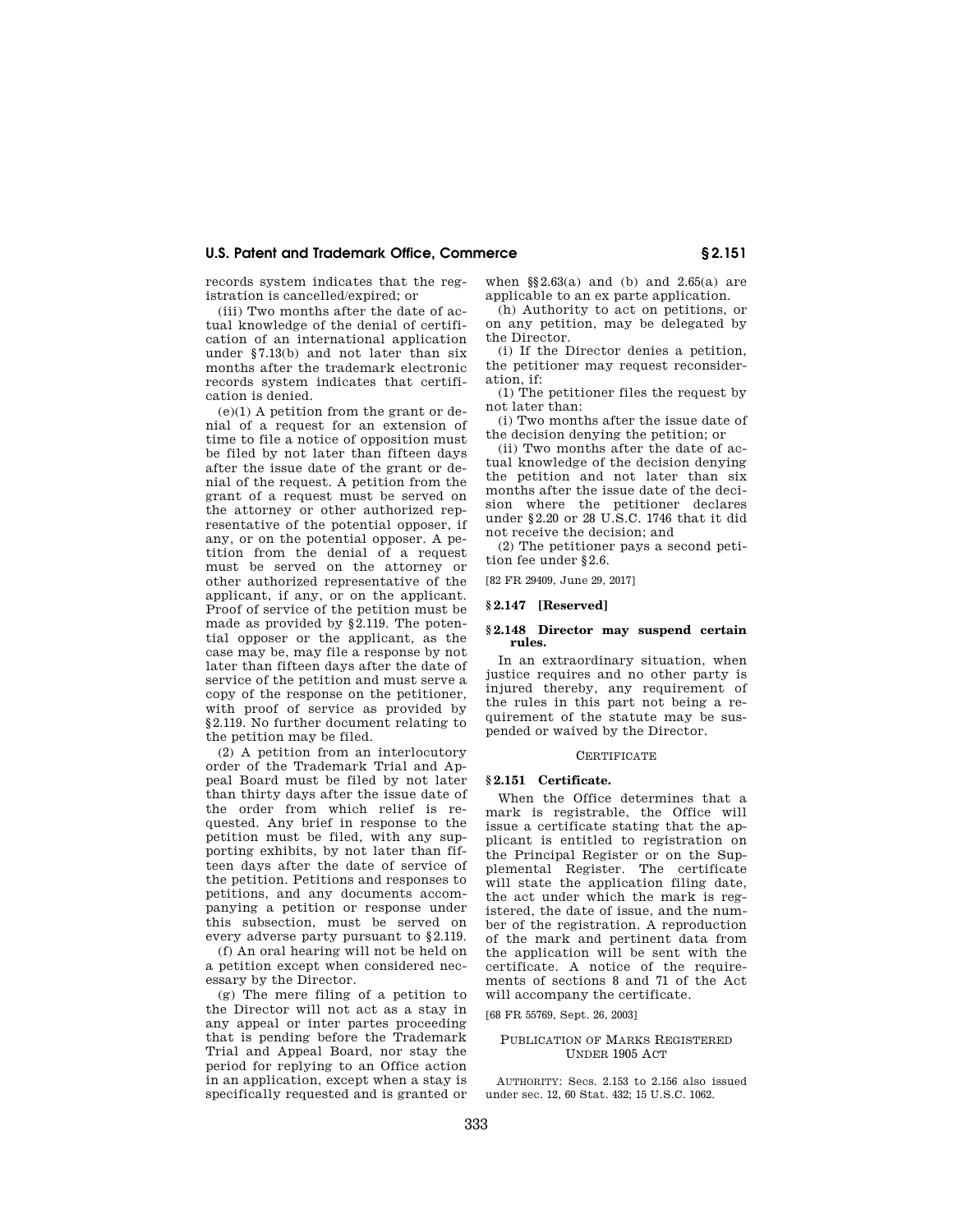records system indicates that the registration is cancelled/expired; or

(iii) Two months after the date of actual knowledge of the denial of certification of an international application under §7.13(b) and not later than six months after the trademark electronic records system indicates that certification is denied.

(e)(1) A petition from the grant or denial of a request for an extension of time to file a notice of opposition must be filed by not later than fifteen days after the issue date of the grant or denial of the request. A petition from the grant of a request must be served on the attorney or other authorized representative of the potential opposer, if any, or on the potential opposer. A petition from the denial of a request must be served on the attorney or other authorized representative of the applicant, if any, or on the applicant. Proof of service of the petition must be made as provided by §2.119. The potential opposer or the applicant, as the case may be, may file a response by not later than fifteen days after the date of service of the petition and must serve a copy of the response on the petitioner, with proof of service as provided by §2.119. No further document relating to the petition may be filed.

(2) A petition from an interlocutory order of the Trademark Trial and Appeal Board must be filed by not later than thirty days after the issue date of the order from which relief is requested. Any brief in response to the petition must be filed, with any supporting exhibits, by not later than fifteen days after the date of service of the petition. Petitions and responses to petitions, and any documents accompanying a petition or response under this subsection, must be served on every adverse party pursuant to §2.119.

(f) An oral hearing will not be held on a petition except when considered necessary by the Director.

(g) The mere filing of a petition to the Director will not act as a stay in any appeal or inter partes proceeding that is pending before the Trademark Trial and Appeal Board, nor stay the period for replying to an Office action in an application, except when a stay is specifically requested and is granted or when §§2.63(a) and (b) and 2.65(a) are applicable to an ex parte application.

(h) Authority to act on petitions, or on any petition, may be delegated by the Director.

(i) If the Director denies a petition, the petitioner may request reconsideration, if:

(1) The petitioner files the request by not later than:

(i) Two months after the issue date of the decision denying the petition; or

(ii) Two months after the date of actual knowledge of the decision denying the petition and not later than six months after the issue date of the decision where the petitioner declares under §2.20 or 28 U.S.C. 1746 that it did not receive the decision; and

(2) The petitioner pays a second petition fee under §2.6.

[82 FR 29409, June 29, 2017]

### §2.147 [Reserved]

### §2.148 Director may suspend certain rules.

In an extraordinary situation, when justice requires and no other party is injured thereby, any requirement of the rules in this part not being a requirement of the statute may be suspended or waived by the Director.

CERTIFICATE

### §2.151 Certificate.

When the Office determines that a mark is registrable, the Office will issue a certificate stating that the applicant is entitled to registration on the Principal Register or on the Supplemental Register. The certificate will state the application filing date, the act under which the mark is registered, the date of issue, and the number of the registration. A reproduction of the mark and pertinent data from the application will be sent with the certificate. A notice of the requirements of sections 8 and 71 of the Act will accompany the certificate.

[68 FR 55769, Sept. 26, 2003]

PUBLICATION OF MARKS REGISTERED UNDER 1905 ACT

AUTHORITY: Secs. 2.153 to 2.156 also issued under sec. 12, 60 Stat. 432; 15 U.S.C. 1062.